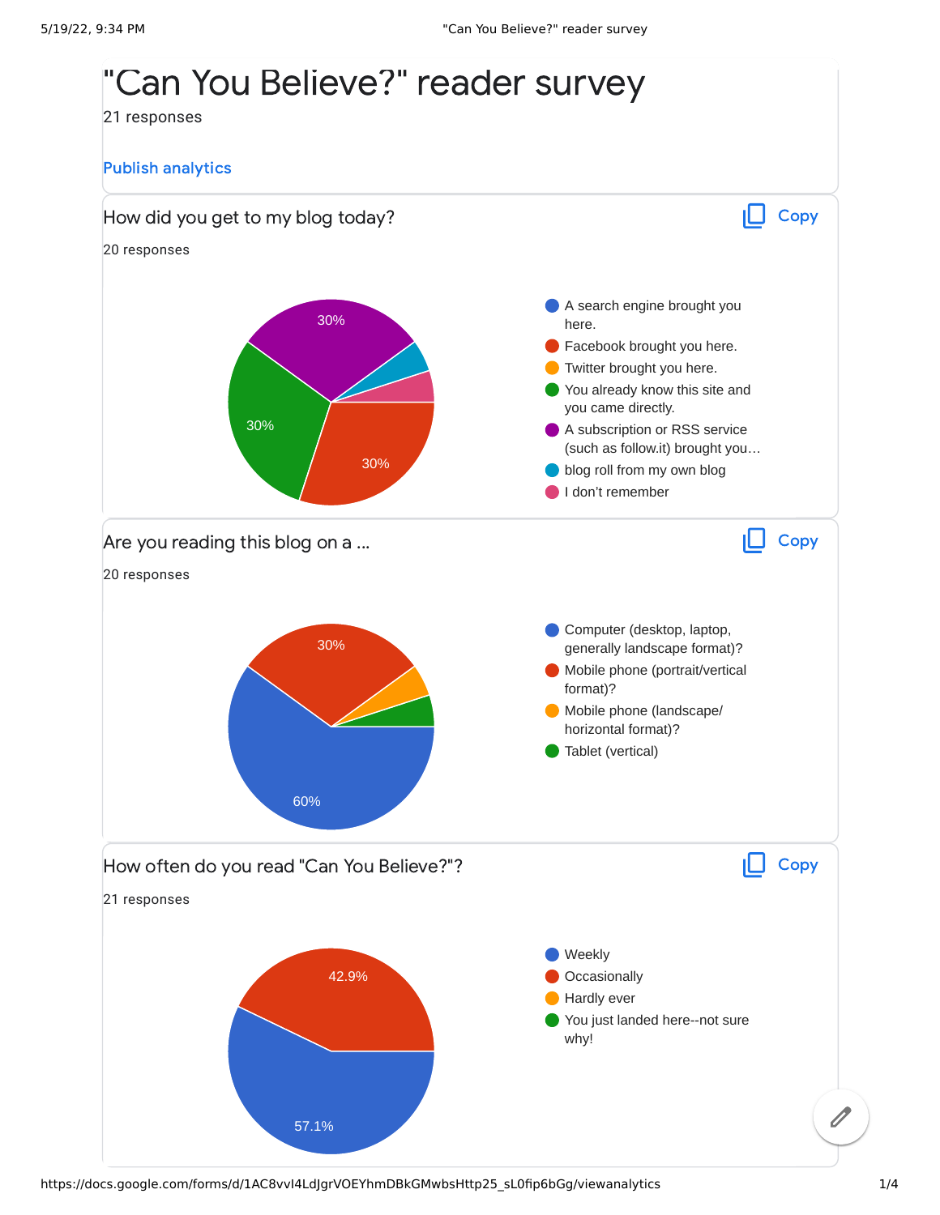# "Can You Believe?" reader survey

21 responses

Publish analytics

## How did you get to my blog today?

Copy

20 responses

- A search engine brought you here.
- Facebook brought you here. — 30%
- Twitter brought you here.
- You already know this site and you came directly. — 30%
- A subscription or RSS service (such as follow.it) brought you… — 30%
- blog roll from my own blog
- I don't remember

## Are you reading this blog on a ...

Copy

20 responses

- Computer (desktop, laptop, generally landscape format)? — 60%
- Mobile phone (portrait/vertical format)? — 30%
- Mobile phone (landscape/horizontal format)?
- Tablet (vertical)

## How often do you read "Can You Believe?"?

Copy

21 responses

- Weekly — 57.1%
- Occasionally — 42.9%
- Hardly ever
- You just landed here--not sure why!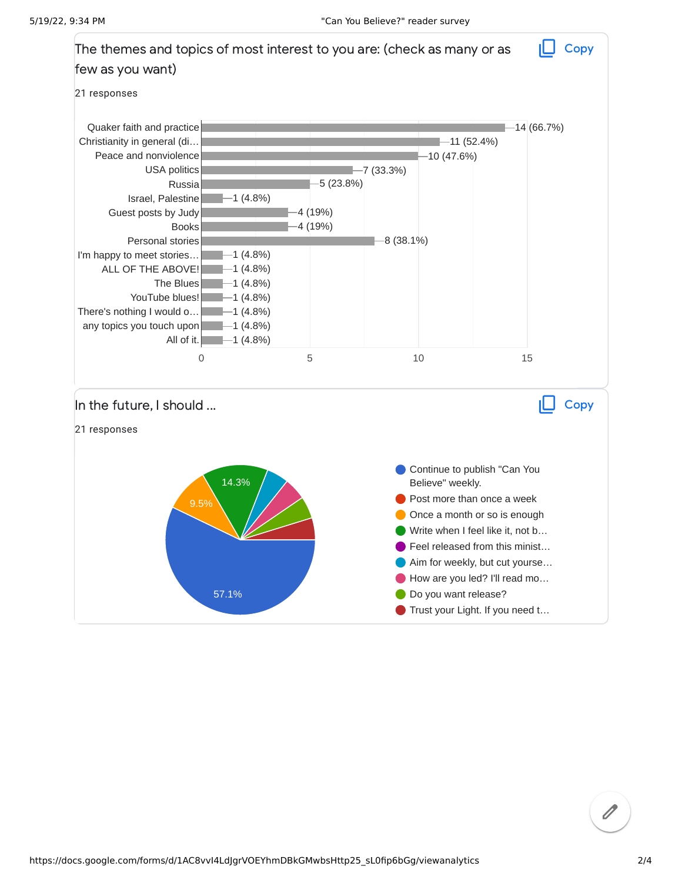## The themes and topics of most interest to you are: (check as many or as few as you want)

21 responses

| Topic | Count |
| --- | --- |
| Quaker faith and practice | 14 (66.7%) |
| Christianity in general (di… | 11 (52.4%) |
| Peace and nonviolence | 10 (47.6%) |
| USA politics | 7 (33.3%) |
| Russia | 5 (23.8%) |
| Israel, Palestine | 1 (4.8%) |
| Guest posts by Judy | 4 (19%) |
| Books | 4 (19%) |
| Personal stories | 8 (38.1%) |
| I'm happy to meet stories… | 1 (4.8%) |
| ALL OF THE ABOVE! | 1 (4.8%) |
| The Blues | 1 (4.8%) |
| YouTube blues! | 1 (4.8%) |
| There's nothing I would o… | 1 (4.8%) |
| any topics you touch upon | 1 (4.8%) |
| All of it. | 1 (4.8%) |

## In the future, I should ...

21 responses

| Response | Share |
| --- | --- |
| Continue to publish "Can You Believe" weekly. | 57.1% |
| Post more than once a week | |
| Once a month or so is enough | 9.5% |
| Write when I feel like it, not b… | 14.3% |
| Feel released from this minist… | |
| Aim for weekly, but cut yourse… | |
| How are you led? I'll read mo… | |
| Do you want release? | |
| Trust your Light. If you need t… | |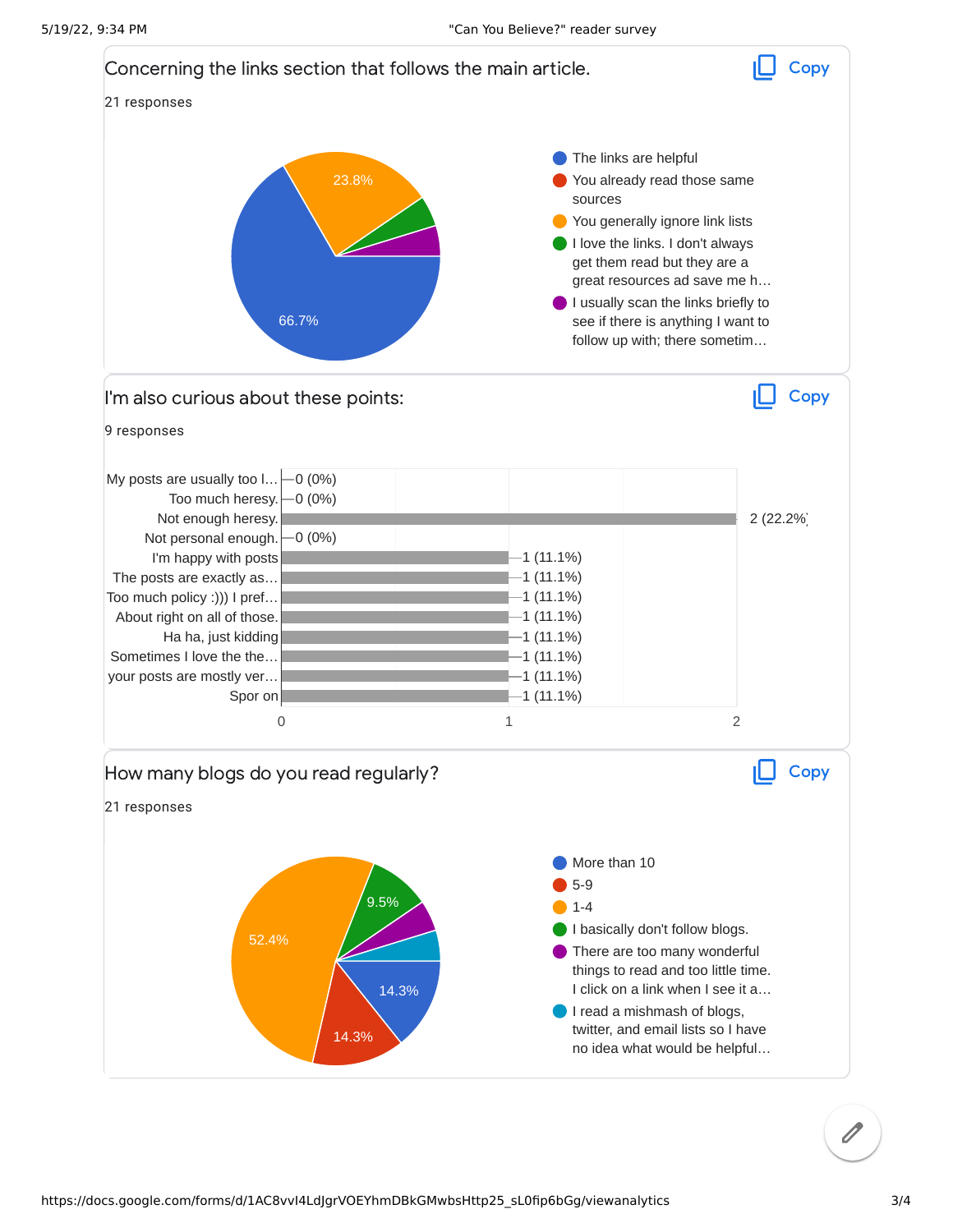## Concerning the links section that follows the main article.

21 responses

- The links are helpful — 66.7%
- You already read those same sources
- You generally ignore link lists — 23.8%
- I love the links. I don't always get them read but they are a great resources ad save me h…
- I usually scan the links briefly to see if there is anything I want to follow up with; there sometim…

## I'm also curious about these points:

9 responses

| Response | Count |
| --- | --- |
| My posts are usually too l… | 0 (0%) |
| Too much heresy. | 0 (0%) |
| Not enough heresy. | 2 (22.2%) |
| Not personal enough. | 0 (0%) |
| I'm happy with posts | 1 (11.1%) |
| The posts are exactly as… | 1 (11.1%) |
| Too much policy :))) I pref… | 1 (11.1%) |
| About right on all of those. | 1 (11.1%) |
| Ha ha, just kidding | 1 (11.1%) |
| Sometimes I love the the… | 1 (11.1%) |
| your posts are mostly ver… | 1 (11.1%) |
| Spor on | 1 (11.1%) |

## How many blogs do you read regularly?

21 responses

- More than 10 — 14.3%
- 5-9 — 14.3%
- 1-4 — 52.4%
- I basically don't follow blogs. — 9.5%
- There are too many wonderful things to read and too little time. I click on a link when I see it a…
- I read a mishmash of blogs, twitter, and email lists so I have no idea what would be helpful…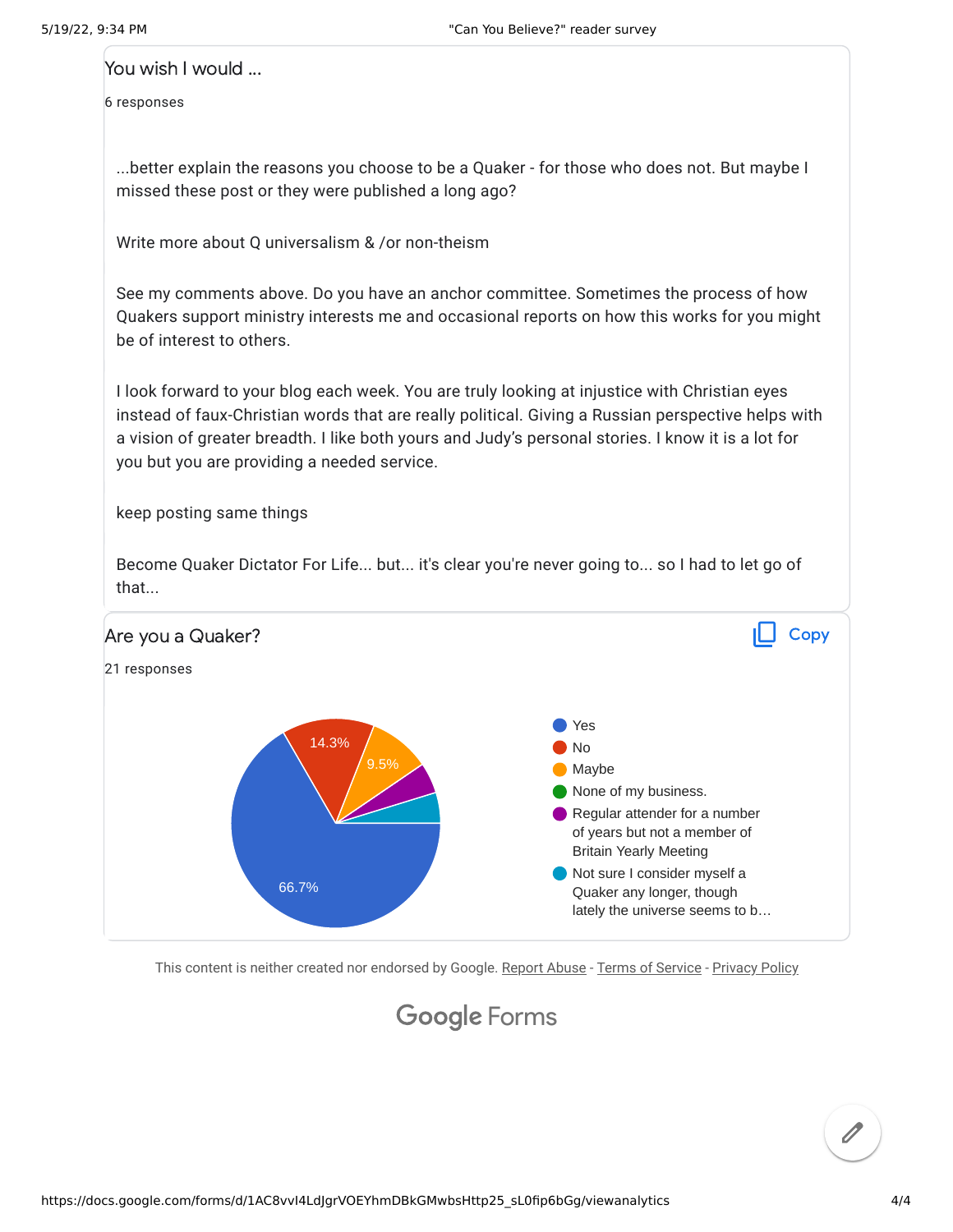## You wish I would ...

6 responses

...better explain the reasons you choose to be a Quaker - for those who does not. But maybe I missed these post or they were published a long ago?

Write more about Q universalism & /or non-theism

See my comments above. Do you have an anchor committee. Sometimes the process of how Quakers support ministry interests me and occasional reports on how this works for you might be of interest to others.

I look forward to your blog each week. You are truly looking at injustice with Christian eyes instead of faux-Christian words that are really political. Giving a Russian perspective helps with a vision of greater breadth. I like both yours and Judy's personal stories. I know it is a lot for you but you are providing a needed service.

keep posting same things

Become Quaker Dictator For Life... but... it's clear you're never going to... so I had to let go of that...

## Are you a Quaker?

Copy

21 responses

66.7%
14.3%
9.5%

- Yes
- No
- Maybe
- None of my business.
- Regular attender for a number of years but not a member of Britain Yearly Meeting
- Not sure I consider myself a Quaker any longer, though lately the universe seems to b…

This content is neither created nor endorsed by Google. Report Abuse - Terms of Service - Privacy Policy

Google Forms